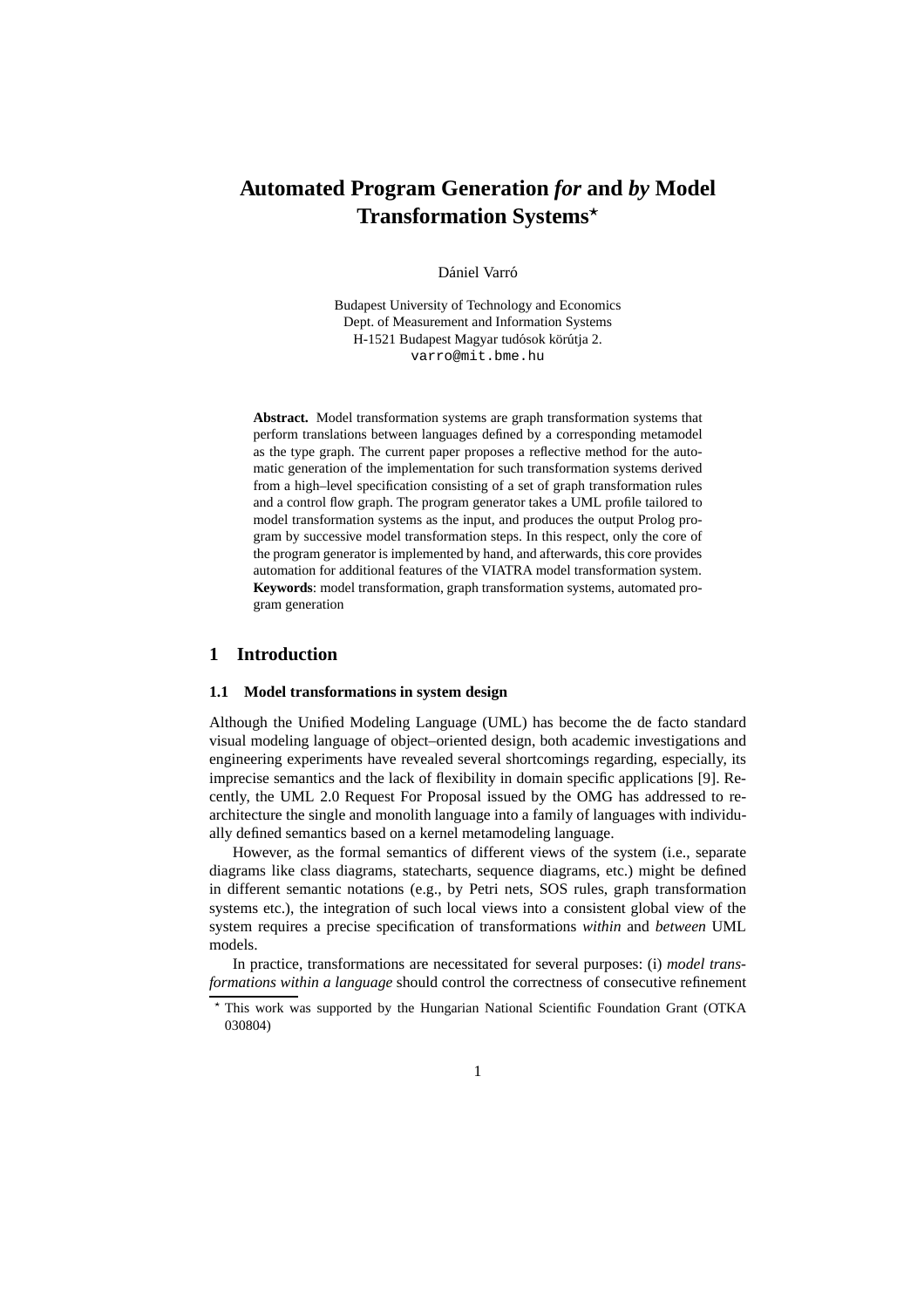# Automated Program Generation *for* and *by* Model Transformation Systems*

Dániel Varró

Budapest University of Technology and Economics
Dept. of Measurement and Information Systems
H-1521 Budapest Magyar tudósok körútja 2.
varro@mit.bme.hu

**Abstract.** Model transformation systems are graph transformation systems that perform translations between languages defined by a corresponding metamodel as the type graph. The current paper proposes a reflective method for the automatic generation of the implementation for such transformation systems derived from a high–level specification consisting of a set of graph transformation rules and a control flow graph. The program generator takes a UML profile tailored to model transformation systems as the input, and produces the output Prolog program by successive model transformation steps. In this respect, only the core of the program generator is implemented by hand, and afterwards, this core provides automation for additional features of the VIATRA model transformation system.
**Keywords**: model transformation, graph transformation systems, automated program generation

## 1 Introduction

### 1.1 Model transformations in system design

Although the Unified Modeling Language (UML) has become the de facto standard visual modeling language of object–oriented design, both academic investigations and engineering experiments have revealed several shortcomings regarding, especially, its imprecise semantics and the lack of flexibility in domain specific applications [9]. Recently, the UML 2.0 Request For Proposal issued by the OMG has addressed to re-architecture the single and monolith language into a family of languages with individually defined semantics based on a kernel metamodeling language.

However, as the formal semantics of different views of the system (i.e., separate diagrams like class diagrams, statecharts, sequence diagrams, etc.) might be defined in different semantic notations (e.g., by Petri nets, SOS rules, graph transformation systems etc.), the integration of such local views into a consistent global view of the system requires a precise specification of transformations *within* and *between* UML models.

In practice, transformations are necessitated for several purposes: (i) *model transformations within a language* should control the correctness of consecutive refinement

---

* This work was supported by the Hungarian National Scientific Foundation Grant (OTKA 030804)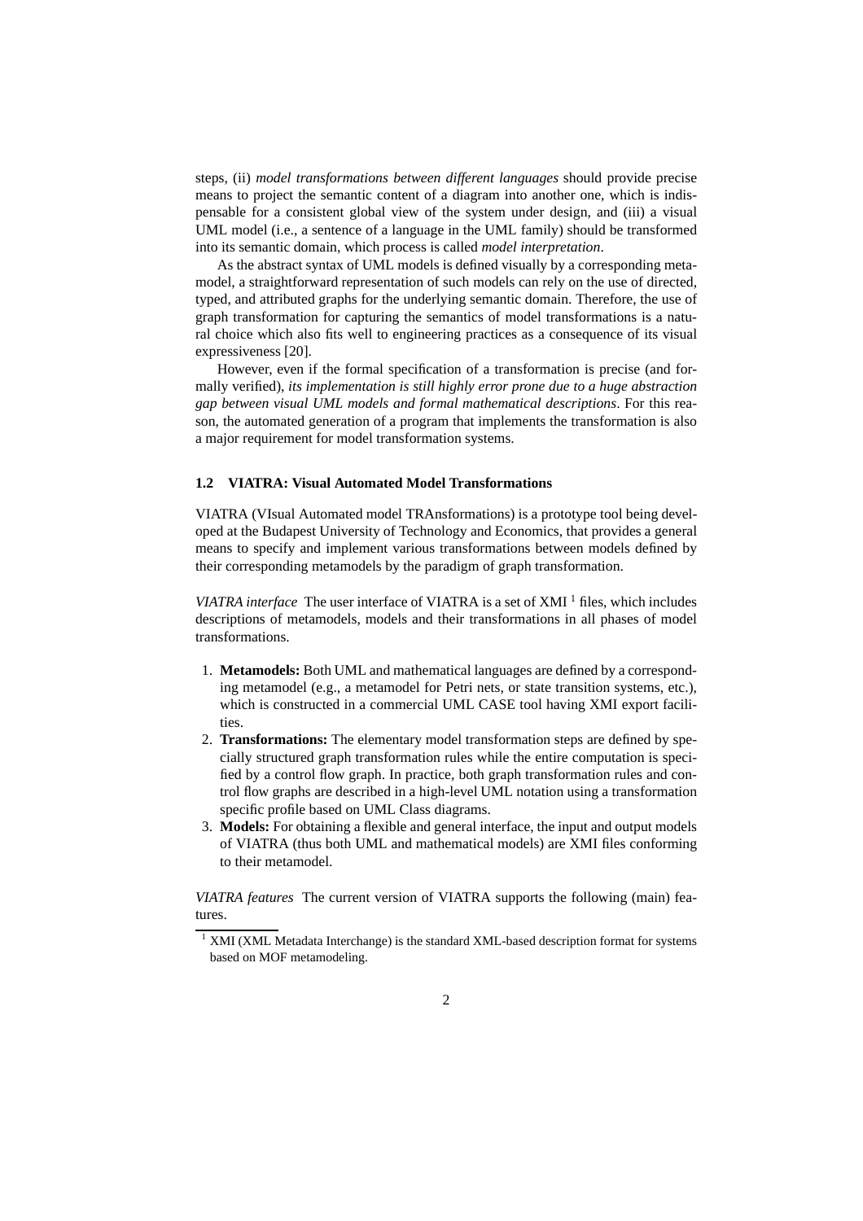steps, (ii) *model transformations between different languages* should provide precise means to project the semantic content of a diagram into another one, which is indispensable for a consistent global view of the system under design, and (iii) a visual UML model (i.e., a sentence of a language in the UML family) should be transformed into its semantic domain, which process is called *model interpretation*.

As the abstract syntax of UML models is defined visually by a corresponding metamodel, a straightforward representation of such models can rely on the use of directed, typed, and attributed graphs for the underlying semantic domain. Therefore, the use of graph transformation for capturing the semantics of model transformations is a natural choice which also fits well to engineering practices as a consequence of its visual expressiveness [20].

However, even if the formal specification of a transformation is precise (and formally verified), *its implementation is still highly error prone due to a huge abstraction gap between visual UML models and formal mathematical descriptions*. For this reason, the automated generation of a program that implements the transformation is also a major requirement for model transformation systems.

### 1.2 VIATRA: Visual Automated Model Transformations

VIATRA (VIsual Automated model TRAnsformations) is a prototype tool being developed at the Budapest University of Technology and Economics, that provides a general means to specify and implement various transformations between models defined by their corresponding metamodels by the paradigm of graph transformation.

*VIATRA interface* The user interface of VIATRA is a set of XMI [1] files, which includes descriptions of metamodels, models and their transformations in all phases of model transformations.

1. **Metamodels:** Both UML and mathematical languages are defined by a corresponding metamodel (e.g., a metamodel for Petri nets, or state transition systems, etc.), which is constructed in a commercial UML CASE tool having XMI export facilities.
2. **Transformations:** The elementary model transformation steps are defined by specially structured graph transformation rules while the entire computation is specified by a control flow graph. In practice, both graph transformation rules and control flow graphs are described in a high-level UML notation using a transformation specific profile based on UML Class diagrams.
3. **Models:** For obtaining a flexible and general interface, the input and output models of VIATRA (thus both UML and mathematical models) are XMI files conforming to their metamodel.

*VIATRA features* The current version of VIATRA supports the following (main) features.

[1] XMI (XML Metadata Interchange) is the standard XML-based description format for systems based on MOF metamodeling.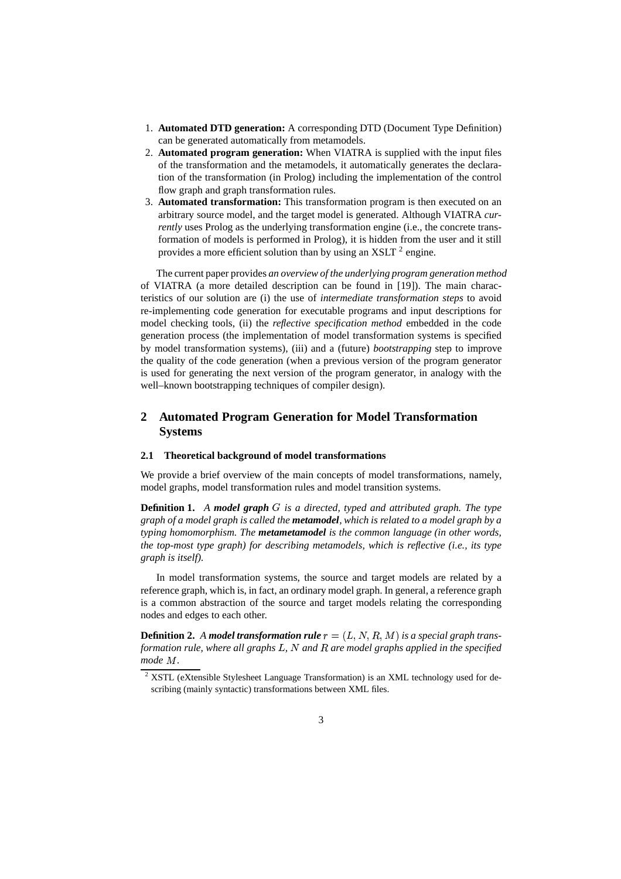1. **Automated DTD generation:** A corresponding DTD (Document Type Definition) can be generated automatically from metamodels.
2. **Automated program generation:** When VIATRA is supplied with the input files of the transformation and the metamodels, it automatically generates the declaration of the transformation (in Prolog) including the implementation of the control flow graph and graph transformation rules.
3. **Automated transformation:** This transformation program is then executed on an arbitrary source model, and the target model is generated. Although VIATRA *currently* uses Prolog as the underlying transformation engine (i.e., the concrete transformation of models is performed in Prolog), it is hidden from the user and it still provides a more efficient solution than by using an XSLT [2] engine.

The current paper provides *an overview of the underlying program generation method* of VIATRA (a more detailed description can be found in [19]). The main characteristics of our solution are (i) the use of *intermediate transformation steps* to avoid re-implementing code generation for executable programs and input descriptions for model checking tools, (ii) the *reflective specification method* embedded in the code generation process (the implementation of model transformation systems is specified by model transformation systems), (iii) and a (future) *bootstrapping* step to improve the quality of the code generation (when a previous version of the program generator is used for generating the next version of the program generator, in analogy with the well–known bootstrapping techniques of compiler design).

## 2 Automated Program Generation for Model Transformation Systems

### 2.1 Theoretical background of model transformations

We provide a brief overview of the main concepts of model transformations, namely, model graphs, model transformation rules and model transition systems.

**Definition 1.** *A **model graph** $G$ is a directed, typed and attributed graph. The type graph of a model graph is called the **metamodel**, which is related to a model graph by a typing homomorphism. The **metametamodel** is the common language (in other words, the top-most type graph) for describing metamodels, which is reflective (i.e., its type graph is itself).*

In model transformation systems, the source and target models are related by a reference graph, which is, in fact, an ordinary model graph. In general, a reference graph is a common abstraction of the source and target models relating the corresponding nodes and edges to each other.

**Definition 2.** *A **model transformation rule** $r = (L, N, R, M)$ is a special graph transformation rule, where all graphs $L$, $N$ and $R$ are model graphs applied in the specified mode $M$.*

[2] XSTL (eXtensible Stylesheet Language Transformation) is an XML technology used for describing (mainly syntactic) transformations between XML files.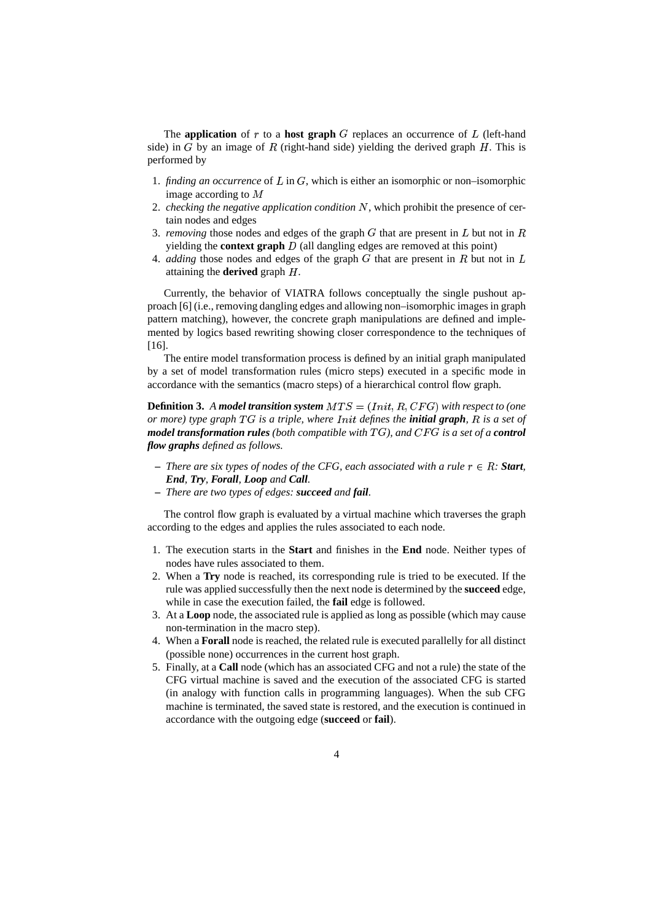The **application** of $r$ to a **host graph** $G$ replaces an occurrence of $L$ (left-hand side) in $G$ by an image of $R$ (right-hand side) yielding the derived graph $H$. This is performed by

1. *finding an occurrence* of $L$ in $G$, which is either an isomorphic or non–isomorphic image according to $M$
2. *checking the negative application condition* $N$, which prohibit the presence of certain nodes and edges
3. *removing* those nodes and edges of the graph $G$ that are present in $L$ but not in $R$ yielding the **context graph** $D$ (all dangling edges are removed at this point)
4. *adding* those nodes and edges of the graph $G$ that are present in $R$ but not in $L$ attaining the **derived** graph $H$.

Currently, the behavior of VIATRA follows conceptually the single pushout approach [6] (i.e., removing dangling edges and allowing non–isomorphic images in graph pattern matching), however, the concrete graph manipulations are defined and implemented by logics based rewriting showing closer correspondence to the techniques of [16].

The entire model transformation process is defined by an initial graph manipulated by a set of model transformation rules (micro steps) executed in a specific mode in accordance with the semantics (macro steps) of a hierarchical control flow graph.

**Definition 3.** *A* ***model transition system*** $MTS = (Init, R, CFG)$ *with respect to (one or more) type graph* $TG$ *is a triple, where* $Init$ *defines the* ***initial graph****,* $R$ *is a set of* ***model transformation rules*** *(both compatible with* $TG$*), and* $CFG$ *is a set of a* ***control flow graphs*** *defined as follows.*

- *There are six types of nodes of the CFG, each associated with a rule* $r \in R$*:* ***Start****,* ***End****,* ***Try****,* ***Forall****,* ***Loop*** *and* ***Call****.*
- *There are two types of edges:* ***succeed*** *and* ***fail****.*

The control flow graph is evaluated by a virtual machine which traverses the graph according to the edges and applies the rules associated to each node.

1. The execution starts in the **Start** and finishes in the **End** node. Neither types of nodes have rules associated to them.
2. When a **Try** node is reached, its corresponding rule is tried to be executed. If the rule was applied successfully then the next node is determined by the **succeed** edge, while in case the execution failed, the **fail** edge is followed.
3. At a **Loop** node, the associated rule is applied as long as possible (which may cause non-termination in the macro step).
4. When a **Forall** node is reached, the related rule is executed parallelly for all distinct (possible none) occurrences in the current host graph.
5. Finally, at a **Call** node (which has an associated CFG and not a rule) the state of the CFG virtual machine is saved and the execution of the associated CFG is started (in analogy with function calls in programming languages). When the sub CFG machine is terminated, the saved state is restored, and the execution is continued in accordance with the outgoing edge (**succeed** or **fail**).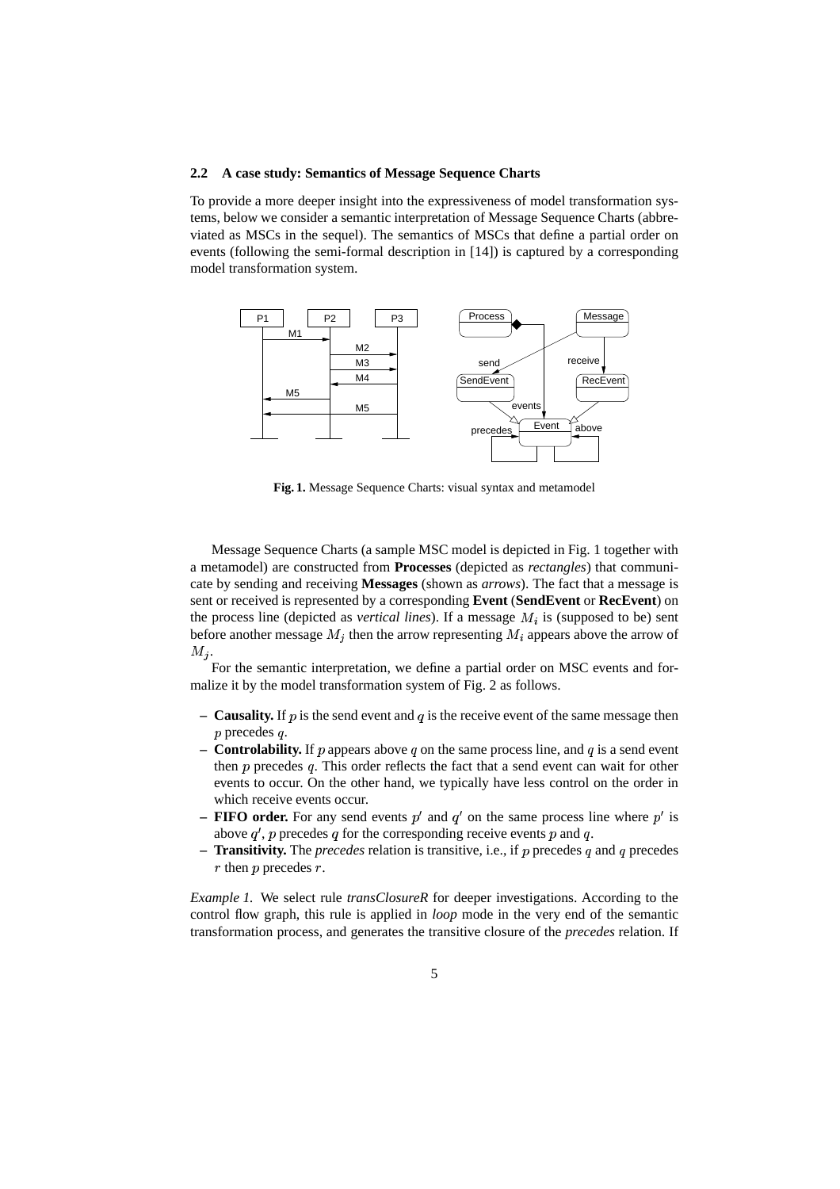### 2.2 A case study: Semantics of Message Sequence Charts

To provide a more deeper insight into the expressiveness of model transformation systems, below we consider a semantic interpretation of Message Sequence Charts (abbreviated as MSCs in the sequel). The semantics of MSCs that define a partial order on events (following the semi-formal description in [14]) is captured by a corresponding model transformation system.

**Fig. 1.** Message Sequence Charts: visual syntax and metamodel

Message Sequence Charts (a sample MSC model is depicted in Fig. 1 together with a metamodel) are constructed from **Processes** (depicted as *rectangles*) that communicate by sending and receiving **Messages** (shown as *arrows*). The fact that a message is sent or received is represented by a corresponding **Event** (**SendEvent** or **RecEvent**) on the process line (depicted as *vertical lines*). If a message $M_i$ is (supposed to be) sent before another message $M_j$ then the arrow representing $M_i$ appears above the arrow of $M_j$.

For the semantic interpretation, we define a partial order on MSC events and formalize it by the model transformation system of Fig. 2 as follows.

- **Causality.** If $p$ is the send event and $q$ is the receive event of the same message then $p$ precedes $q$.
- **Controlability.** If $p$ appears above $q$ on the same process line, and $q$ is a send event then $p$ precedes $q$. This order reflects the fact that a send event can wait for other events to occur. On the other hand, we typically have less control on the order in which receive events occur.
- **FIFO order.** For any send events $p'$ and $q'$ on the same process line where $p'$ is above $q'$, $p$ precedes $q$ for the corresponding receive events $p$ and $q$.
- **Transitivity.** The *precedes* relation is transitive, i.e., if $p$ precedes $q$ and $q$ precedes $r$ then $p$ precedes $r$.

*Example 1.* We select rule *transClosureR* for deeper investigations. According to the control flow graph, this rule is applied in *loop* mode in the very end of the semantic transformation process, and generates the transitive closure of the *precedes* relation. If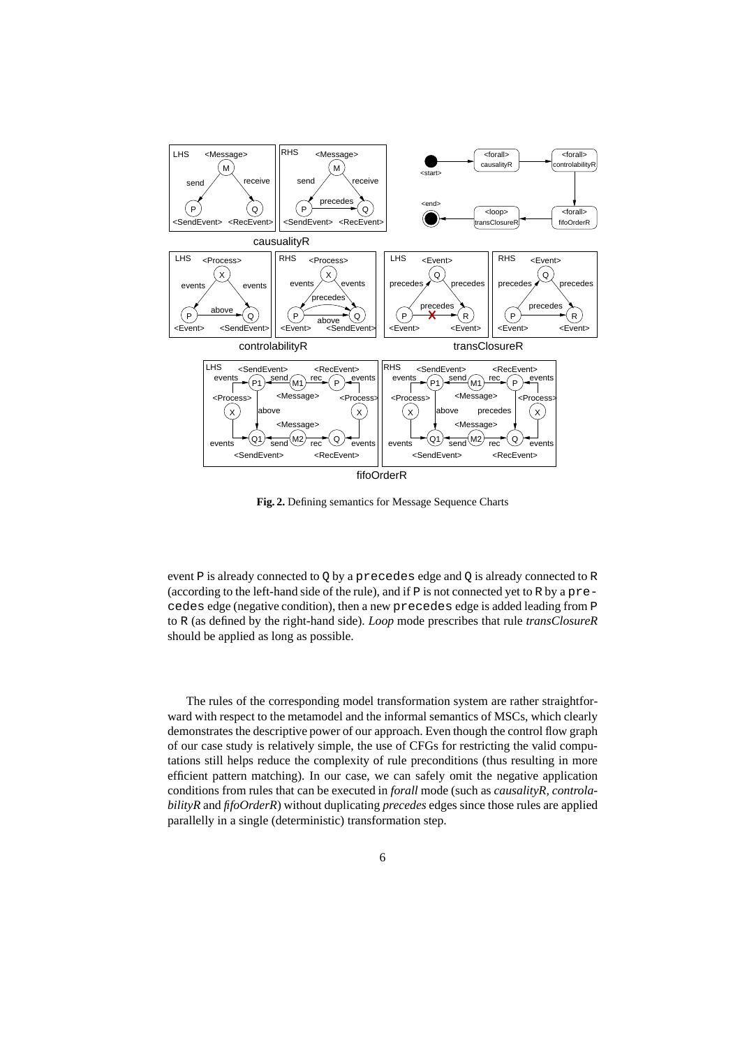**Fig. 2.** Defining semantics for Message Sequence Charts

event P is already connected to Q by a precedes edge and Q is already connected to R (according to the left-hand side of the rule), and if P is not connected yet to R by a precedes edge (negative condition), then a new precedes edge is added leading from P to R (as defined by the right-hand side). *Loop* mode prescribes that rule *transClosureR* should be applied as long as possible.

The rules of the corresponding model transformation system are rather straightforward with respect to the metamodel and the informal semantics of MSCs, which clearly demonstrates the descriptive power of our approach. Even though the control flow graph of our case study is relatively simple, the use of CFGs for restricting the valid computations still helps reduce the complexity of rule preconditions (thus resulting in more efficient pattern matching). In our case, we can safely omit the negative application conditions from rules that can be executed in *forall* mode (such as *causalityR*, *controlabilityR* and *fifoOrderR*) without duplicating *precedes* edges since those rules are applied parallelly in a single (deterministic) transformation step.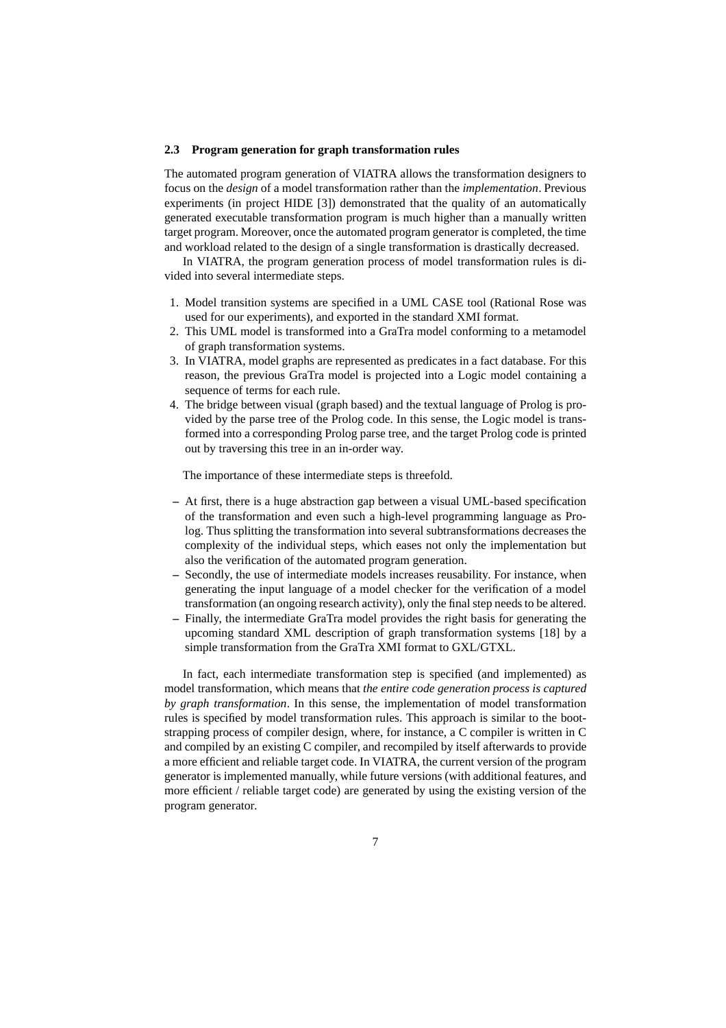### 2.3 Program generation for graph transformation rules

The automated program generation of VIATRA allows the transformation designers to focus on the *design* of a model transformation rather than the *implementation*. Previous experiments (in project HIDE [3]) demonstrated that the quality of an automatically generated executable transformation program is much higher than a manually written target program. Moreover, once the automated program generator is completed, the time and workload related to the design of a single transformation is drastically decreased.

In VIATRA, the program generation process of model transformation rules is divided into several intermediate steps.

1. Model transition systems are specified in a UML CASE tool (Rational Rose was used for our experiments), and exported in the standard XMI format.
2. This UML model is transformed into a GraTra model conforming to a metamodel of graph transformation systems.
3. In VIATRA, model graphs are represented as predicates in a fact database. For this reason, the previous GraTra model is projected into a Logic model containing a sequence of terms for each rule.
4. The bridge between visual (graph based) and the textual language of Prolog is provided by the parse tree of the Prolog code. In this sense, the Logic model is transformed into a corresponding Prolog parse tree, and the target Prolog code is printed out by traversing this tree in an in-order way.

The importance of these intermediate steps is threefold.

– At first, there is a huge abstraction gap between a visual UML-based specification of the transformation and even such a high-level programming language as Prolog. Thus splitting the transformation into several subtransformations decreases the complexity of the individual steps, which eases not only the implementation but also the verification of the automated program generation.
– Secondly, the use of intermediate models increases reusability. For instance, when generating the input language of a model checker for the verification of a model transformation (an ongoing research activity), only the final step needs to be altered.
– Finally, the intermediate GraTra model provides the right basis for generating the upcoming standard XML description of graph transformation systems [18] by a simple transformation from the GraTra XMI format to GXL/GTXL.

In fact, each intermediate transformation step is specified (and implemented) as model transformation, which means that *the entire code generation process is captured by graph transformation*. In this sense, the implementation of model transformation rules is specified by model transformation rules. This approach is similar to the bootstrapping process of compiler design, where, for instance, a C compiler is written in C and compiled by an existing C compiler, and recompiled by itself afterwards to provide a more efficient and reliable target code. In VIATRA, the current version of the program generator is implemented manually, while future versions (with additional features, and more efficient / reliable target code) are generated by using the existing version of the program generator.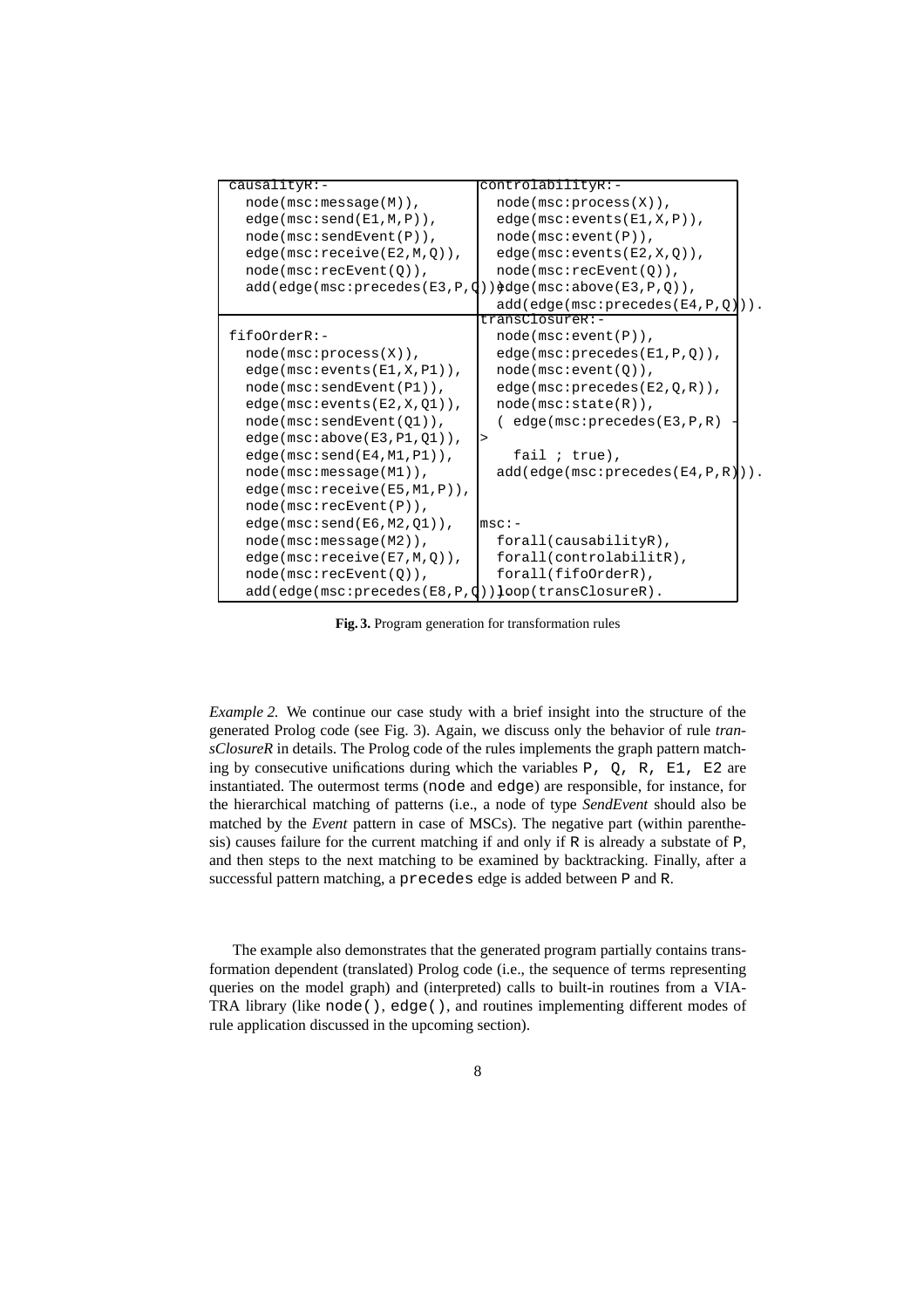```
causalityR:-
  node(msc:message(M)),
  edge(msc:send(E1,M,P)),
  node(msc:sendEvent(P)),
  edge(msc:receive(E2,M,Q)),
  node(msc:recEvent(Q)),
  add(edge(msc:precedes(E3,P,Q))).
```

```
controlabilityR:-
  node(msc:process(X)),
  edge(msc:events(E1,X,P)),
  node(msc:event(P)),
  edge(msc:events(E2,X,Q)),
  node(msc:recEvent(Q)),
  edge(msc:above(E3,P,Q)),
  add(edge(msc:precedes(E4,P,Q))).
```

```
fifoOrderR:-
  node(msc:process(X)),
  edge(msc:events(E1,X,P1)),
  node(msc:sendEvent(P1)),
  edge(msc:events(E2,X,Q1)),
  node(msc:sendEvent(Q1)),
  edge(msc:above(E3,P1,Q1)),
  edge(msc:send(E4,M1,P1)),
  node(msc:message(M1)),
  edge(msc:receive(E5,M1,P)),
  node(msc:recEvent(P)),
  edge(msc:send(E6,M2,Q1)),
  node(msc:message(M2)),
  edge(msc:receive(E7,M,Q)),
  node(msc:recEvent(Q)),
  add(edge(msc:precedes(E8,P,Q))).
```

```
transClosureR:-
  node(msc:event(P)),
  edge(msc:precedes(E1,P,Q)),
  node(msc:event(Q)),
  edge(msc:precedes(E2,Q,R)),
  node(msc:state(R)),
  ( edge(msc:precedes(E3,P,R) ->
    fail ; true),
  add(edge(msc:precedes(E4,P,R))).
```

```
msc:-
  forall(causabilityR),
  forall(controlabilitR),
  forall(fifoOrderR),
  loop(transClosureR).
```

**Fig. 3.** Program generation for transformation rules

*Example 2.* We continue our case study with a brief insight into the structure of the generated Prolog code (see Fig. 3). Again, we discuss only the behavior of rule *transClosureR* in details. The Prolog code of the rules implements the graph pattern matching by consecutive unifications during which the variables `P, Q, R, E1, E2` are instantiated. The outermost terms (`node` and `edge`) are responsible, for instance, for the hierarchical matching of patterns (i.e., a node of type *SendEvent* should also be matched by the *Event* pattern in case of MSCs). The negative part (within parenthesis) causes failure for the current matching if and only if `R` is already a substate of `P`, and then steps to the next matching to be examined by backtracking. Finally, after a successful pattern matching, a `precedes` edge is added between `P` and `R`.

The example also demonstrates that the generated program partially contains transformation dependent (translated) Prolog code (i.e., the sequence of terms representing queries on the model graph) and (interpreted) calls to built-in routines from a VIATRA library (like `node()`, `edge()`, and routines implementing different modes of rule application discussed in the upcoming section).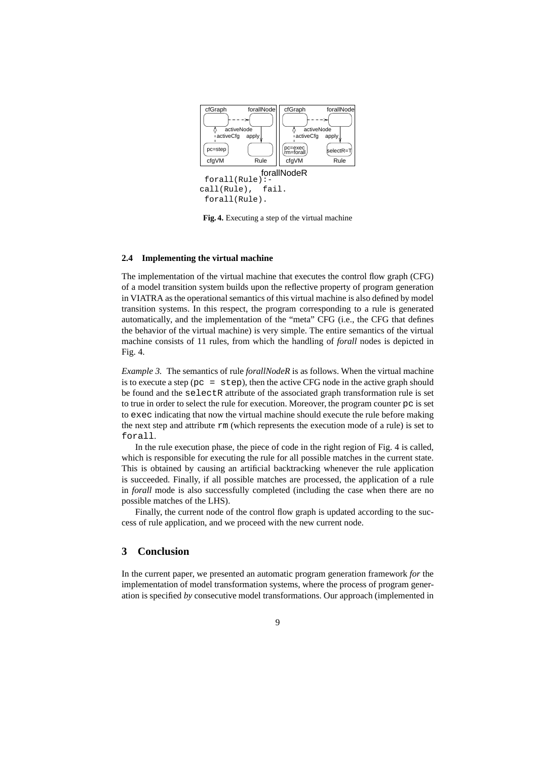forallNodeR

```
 forall(Rule):-
call(Rule),  fail.
 forall(Rule).
```

**Fig. 4.** Executing a step of the virtual machine

### 2.4 Implementing the virtual machine

The implementation of the virtual machine that executes the control flow graph (CFG) of a model transition system builds upon the reflective property of program generation in VIATRA as the operational semantics of this virtual machine is also defined by model transition systems. In this respect, the program corresponding to a rule is generated automatically, and the implementation of the "meta" CFG (i.e., the CFG that defines the behavior of the virtual machine) is very simple. The entire semantics of the virtual machine consists of 11 rules, from which the handling of *forall* nodes is depicted in Fig. 4.

*Example 3.* The semantics of rule *forallNodeR* is as follows. When the virtual machine is to execute a step (`pc = step`), then the active CFG node in the active graph should be found and the `selectR` attribute of the associated graph transformation rule is set to true in order to select the rule for execution. Moreover, the program counter `pc` is set to `exec` indicating that now the virtual machine should execute the rule before making the next step and attribute `rm` (which represents the execution mode of a rule) is set to `forall`.

In the rule execution phase, the piece of code in the right region of Fig. 4 is called, which is responsible for executing the rule for all possible matches in the current state. This is obtained by causing an artificial backtracking whenever the rule application is succeeded. Finally, if all possible matches are processed, the application of a rule in *forall* mode is also successfully completed (including the case when there are no possible matches of the LHS).

Finally, the current node of the control flow graph is updated according to the success of rule application, and we proceed with the new current node.

## 3 Conclusion

In the current paper, we presented an automatic program generation framework *for* the implementation of model transformation systems, where the process of program generation is specified *by* consecutive model transformations. Our approach (implemented in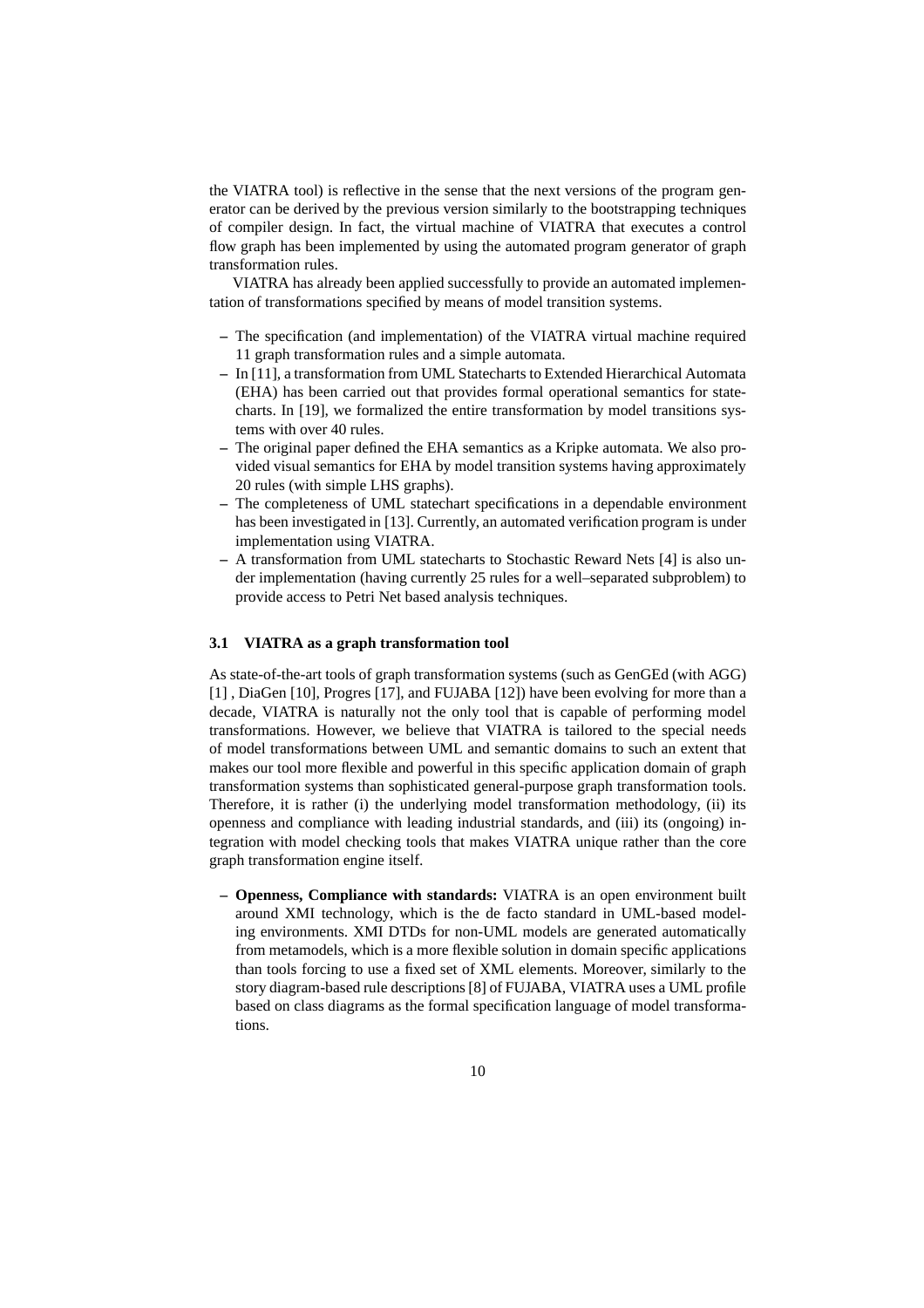the VIATRA tool) is reflective in the sense that the next versions of the program generator can be derived by the previous version similarly to the bootstrapping techniques of compiler design. In fact, the virtual machine of VIATRA that executes a control flow graph has been implemented by using the automated program generator of graph transformation rules.

VIATRA has already been applied successfully to provide an automated implementation of transformations specified by means of model transition systems.

- The specification (and implementation) of the VIATRA virtual machine required 11 graph transformation rules and a simple automata.
- In [11], a transformation from UML Statecharts to Extended Hierarchical Automata (EHA) has been carried out that provides formal operational semantics for statecharts. In [19], we formalized the entire transformation by model transitions systems with over 40 rules.
- The original paper defined the EHA semantics as a Kripke automata. We also provided visual semantics for EHA by model transition systems having approximately 20 rules (with simple LHS graphs).
- The completeness of UML statechart specifications in a dependable environment has been investigated in [13]. Currently, an automated verification program is under implementation using VIATRA.
- A transformation from UML statecharts to Stochastic Reward Nets [4] is also under implementation (having currently 25 rules for a well–separated subproblem) to provide access to Petri Net based analysis techniques.

### 3.1 VIATRA as a graph transformation tool

As state-of-the-art tools of graph transformation systems (such as GenGEd (with AGG) [1] , DiaGen [10], Progres [17], and FUJABA [12]) have been evolving for more than a decade, VIATRA is naturally not the only tool that is capable of performing model transformations. However, we believe that VIATRA is tailored to the special needs of model transformations between UML and semantic domains to such an extent that makes our tool more flexible and powerful in this specific application domain of graph transformation systems than sophisticated general-purpose graph transformation tools. Therefore, it is rather (i) the underlying model transformation methodology, (ii) its openness and compliance with leading industrial standards, and (iii) its (ongoing) integration with model checking tools that makes VIATRA unique rather than the core graph transformation engine itself.

- **Openness, Compliance with standards:** VIATRA is an open environment built around XMI technology, which is the de facto standard in UML-based modeling environments. XMI DTDs for non-UML models are generated automatically from metamodels, which is a more flexible solution in domain specific applications than tools forcing to use a fixed set of XML elements. Moreover, similarly to the story diagram-based rule descriptions [8] of FUJABA, VIATRA uses a UML profile based on class diagrams as the formal specification language of model transformations.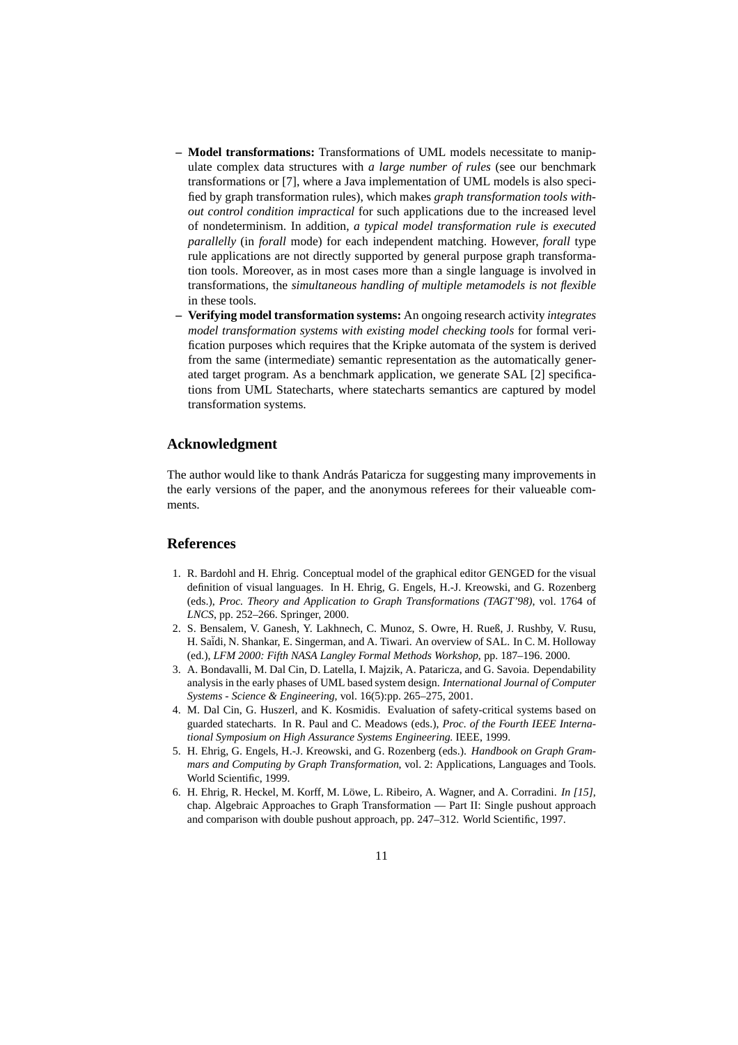- **Model transformations:** Transformations of UML models necessitate to manipulate complex data structures with *a large number of rules* (see our benchmark transformations or [7], where a Java implementation of UML models is also specified by graph transformation rules), which makes *graph transformation tools without control condition impractical* for such applications due to the increased level of nondeterminism. In addition, *a typical model transformation rule is executed parallelly* (in *forall* mode) for each independent matching. However, *forall* type rule applications are not directly supported by general purpose graph transformation tools. Moreover, as in most cases more than a single language is involved in transformations, the *simultaneous handling of multiple metamodels is not flexible* in these tools.
- **Verifying model transformation systems:** An ongoing research activity *integrates model transformation systems with existing model checking tools* for formal verification purposes which requires that the Kripke automata of the system is derived from the same (intermediate) semantic representation as the automatically generated target program. As a benchmark application, we generate SAL [2] specifications from UML Statecharts, where statecharts semantics are captured by model transformation systems.

## Acknowledgment

The author would like to thank András Pataricza for suggesting many improvements in the early versions of the paper, and the anonymous referees for their valueable comments.

## References

1. R. Bardohl and H. Ehrig. Conceptual model of the graphical editor GENGED for the visual definition of visual languages. In H. Ehrig, G. Engels, H.-J. Kreowski, and G. Rozenberg (eds.), *Proc. Theory and Application to Graph Transformations (TAGT'98)*, vol. 1764 of *LNCS*, pp. 252–266. Springer, 2000.
2. S. Bensalem, V. Ganesh, Y. Lakhnech, C. Munoz, S. Owre, H. Rueß, J. Rushby, V. Rusu, H. Saïdi, N. Shankar, E. Singerman, and A. Tiwari. An overview of SAL. In C. M. Holloway (ed.), *LFM 2000: Fifth NASA Langley Formal Methods Workshop*, pp. 187–196. 2000.
3. A. Bondavalli, M. Dal Cin, D. Latella, I. Majzik, A. Pataricza, and G. Savoia. Dependability analysis in the early phases of UML based system design. *International Journal of Computer Systems - Science & Engineering*, vol. 16(5):pp. 265–275, 2001.
4. M. Dal Cin, G. Huszerl, and K. Kosmidis. Evaluation of safety-critical systems based on guarded statecharts. In R. Paul and C. Meadows (eds.), *Proc. of the Fourth IEEE International Symposium on High Assurance Systems Engineering.* IEEE, 1999.
5. H. Ehrig, G. Engels, H.-J. Kreowski, and G. Rozenberg (eds.). *Handbook on Graph Grammars and Computing by Graph Transformation*, vol. 2: Applications, Languages and Tools. World Scientific, 1999.
6. H. Ehrig, R. Heckel, M. Korff, M. Löwe, L. Ribeiro, A. Wagner, and A. Corradini. *In [15]*, chap. Algebraic Approaches to Graph Transformation — Part II: Single pushout approach and comparison with double pushout approach, pp. 247–312. World Scientific, 1997.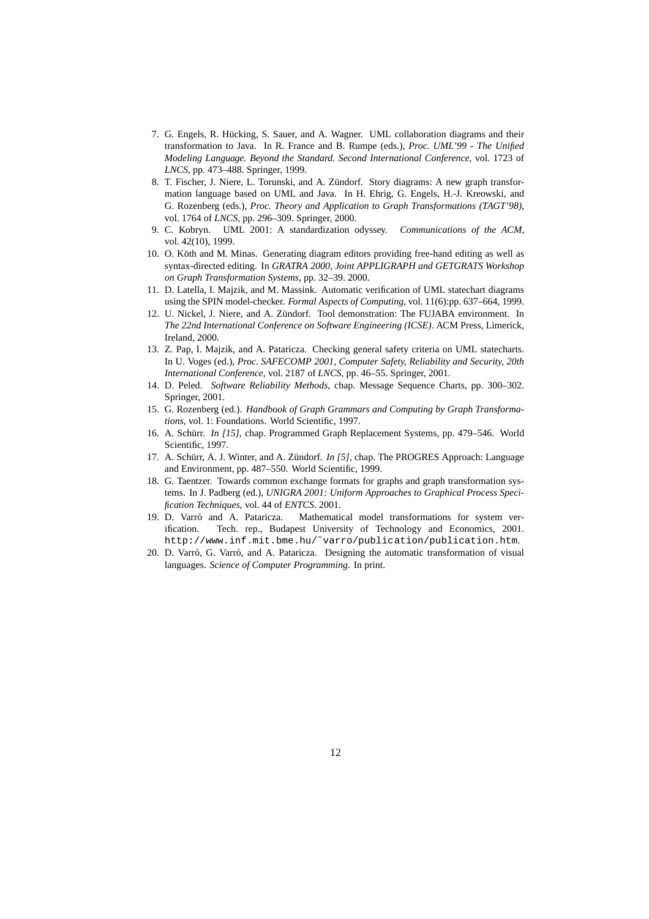7. G. Engels, R. Hücking, S. Sauer, and A. Wagner. UML collaboration diagrams and their transformation to Java. In R. France and B. Rumpe (eds.), *Proc. UML'99 - The Unified Modeling Language. Beyond the Standard. Second International Conference*, vol. 1723 of *LNCS*, pp. 473–488. Springer, 1999.
8. T. Fischer, J. Niere, L. Torunski, and A. Zündorf. Story diagrams: A new graph transformation language based on UML and Java. In H. Ehrig, G. Engels, H.-J. Kreowski, and G. Rozenberg (eds.), *Proc. Theory and Application to Graph Transformations (TAGT'98)*, vol. 1764 of *LNCS*, pp. 296–309. Springer, 2000.
9. C. Kobryn. UML 2001: A standardization odyssey. *Communications of the ACM*, vol. 42(10), 1999.
10. O. Köth and M. Minas. Generating diagram editors providing free-hand editing as well as syntax-directed editing. In *GRATRA 2000, Joint APPLIGRAPH and GETGRATS Workshop on Graph Transformation Systems*, pp. 32–39. 2000.
11. D. Latella, I. Majzik, and M. Massink. Automatic verification of UML statechart diagrams using the SPIN model-checker. *Formal Aspects of Computing*, vol. 11(6):pp. 637–664, 1999.
12. U. Nickel, J. Niere, and A. Zündorf. Tool demonstration: The FUJABA environment. In *The 22nd International Conference on Software Engineering (ICSE)*. ACM Press, Limerick, Ireland, 2000.
13. Z. Pap, I. Majzik, and A. Pataricza. Checking general safety criteria on UML statecharts. In U. Voges (ed.), *Proc. SAFECOMP 2001, Computer Safety, Reliability and Security, 20th International Conference*, vol. 2187 of *LNCS*, pp. 46–55. Springer, 2001.
14. D. Peled. *Software Reliability Methods*, chap. Message Sequence Charts, pp. 300–302. Springer, 2001.
15. G. Rozenberg (ed.). *Handbook of Graph Grammars and Computing by Graph Transformations*, vol. 1: Foundations. World Scientific, 1997.
16. A. Schürr. *In [15]*, chap. Programmed Graph Replacement Systems, pp. 479–546. World Scientific, 1997.
17. A. Schürr, A. J. Winter, and A. Zündorf. *In [5]*, chap. The PROGRES Approach: Language and Environment, pp. 487–550. World Scientific, 1999.
18. G. Taentzer. Towards common exchange formats for graphs and graph transformation systems. In J. Padberg (ed.), *UNIGRA 2001: Uniform Approaches to Graphical Process Specification Techniques*, vol. 44 of *ENTCS*. 2001.
19. D. Varró and A. Pataricza. Mathematical model transformations for system verification. Tech. rep., Budapest University of Technology and Economics, 2001. `http://www.inf.mit.bme.hu/~varro/publication/publication.htm`.
20. D. Varró, G. Varró, and A. Pataricza. Designing the automatic transformation of visual languages. *Science of Computer Programming*. In print.